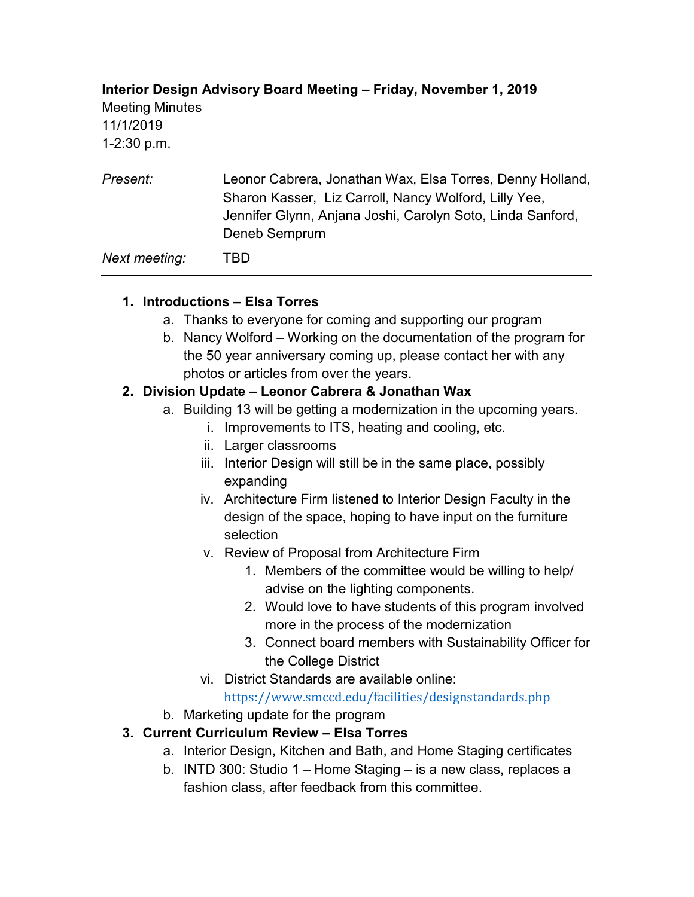**Interior Design Advisory Board Meeting – Friday, November 1, 2019**

Meeting Minutes
11/1/2019
1-2:30 p.m.

*Present:* Leonor Cabrera, Jonathan Wax, Elsa Torres, Denny Holland, Sharon Kasser, Liz Carroll, Nancy Wolford, Lilly Yee, Jennifer Glynn, Anjana Joshi, Carolyn Soto, Linda Sanford, Deneb Semprum

*Next meeting:* TBD

---

1. **Introductions – Elsa Torres**
   a. Thanks to everyone for coming and supporting our program
   b. Nancy Wolford – Working on the documentation of the program for the 50 year anniversary coming up, please contact her with any photos or articles from over the years.
2. **Division Update – Leonor Cabrera & Jonathan Wax**
   a. Building 13 will be getting a modernization in the upcoming years.
      i. Improvements to ITS, heating and cooling, etc.
      ii. Larger classrooms
      iii. Interior Design will still be in the same place, possibly expanding
      iv. Architecture Firm listened to Interior Design Faculty in the design of the space, hoping to have input on the furniture selection
      v. Review of Proposal from Architecture Firm
         1. Members of the committee would be willing to help/ advise on the lighting components.
         2. Would love to have students of this program involved more in the process of the modernization
         3. Connect board members with Sustainability Officer for the College District
      vi. District Standards are available online: https://www.smccd.edu/facilities/designstandards.php
   b. Marketing update for the program
3. **Current Curriculum Review – Elsa Torres**
   a. Interior Design, Kitchen and Bath, and Home Staging certificates
   b. INTD 300: Studio 1 – Home Staging – is a new class, replaces a fashion class, after feedback from this committee.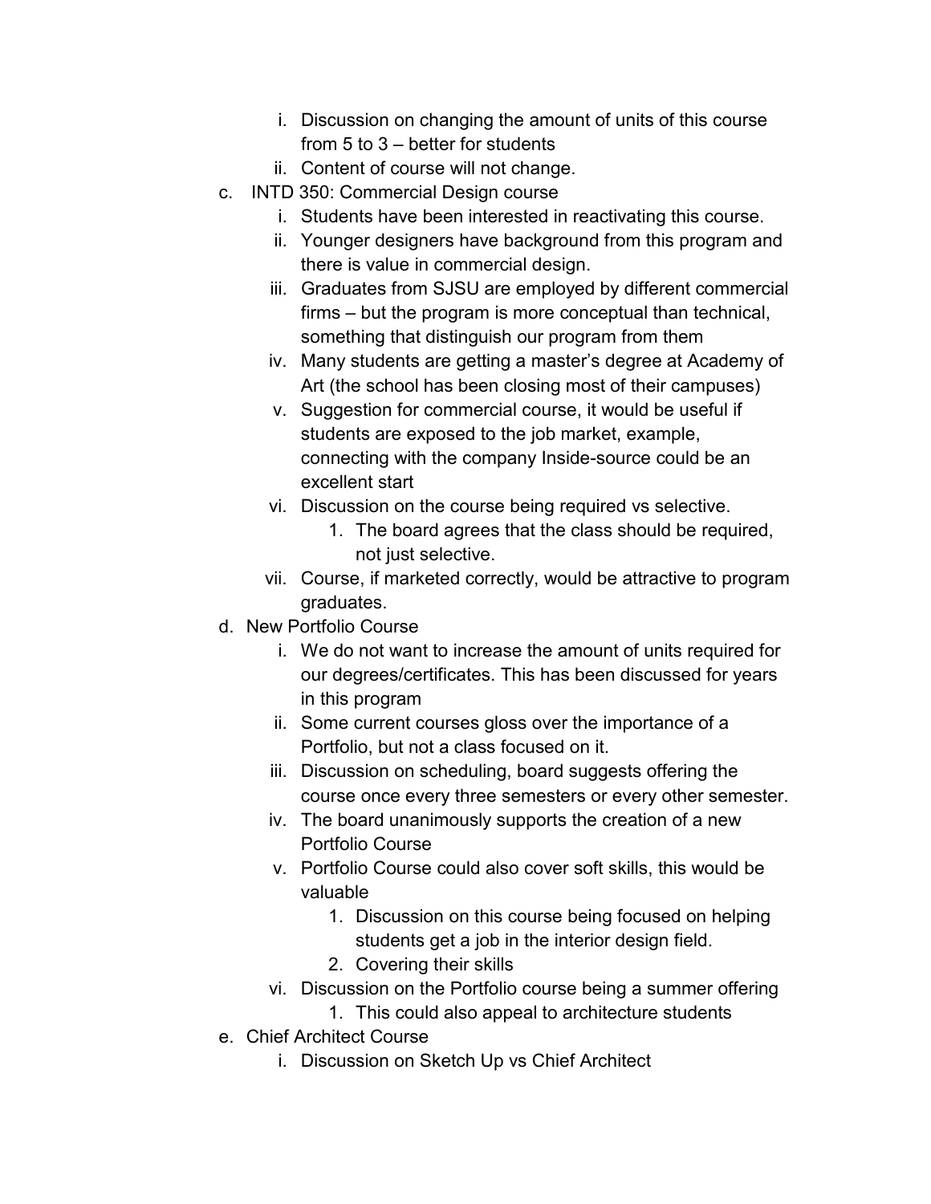i. Discussion on changing the amount of units of this course from 5 to 3 – better for students
   ii. Content of course will not change.

c. INTD 350: Commercial Design course
   i. Students have been interested in reactivating this course.
   ii. Younger designers have background from this program and there is value in commercial design.
   iii. Graduates from SJSU are employed by different commercial firms – but the program is more conceptual than technical, something that distinguish our program from them
   iv. Many students are getting a master's degree at Academy of Art (the school has been closing most of their campuses)
   v. Suggestion for commercial course, it would be useful if students are exposed to the job market, example, connecting with the company Inside-source could be an excellent start
   vi. Discussion on the course being required vs selective.
      1. The board agrees that the class should be required, not just selective.
   vii. Course, if marketed correctly, would be attractive to program graduates.

d. New Portfolio Course
   i. We do not want to increase the amount of units required for our degrees/certificates. This has been discussed for years in this program
   ii. Some current courses gloss over the importance of a Portfolio, but not a class focused on it.
   iii. Discussion on scheduling, board suggests offering the course once every three semesters or every other semester.
   iv. The board unanimously supports the creation of a new Portfolio Course
   v. Portfolio Course could also cover soft skills, this would be valuable
      1. Discussion on this course being focused on helping students get a job in the interior design field.
      2. Covering their skills
   vi. Discussion on the Portfolio course being a summer offering
      1. This could also appeal to architecture students

e. Chief Architect Course
   i. Discussion on Sketch Up vs Chief Architect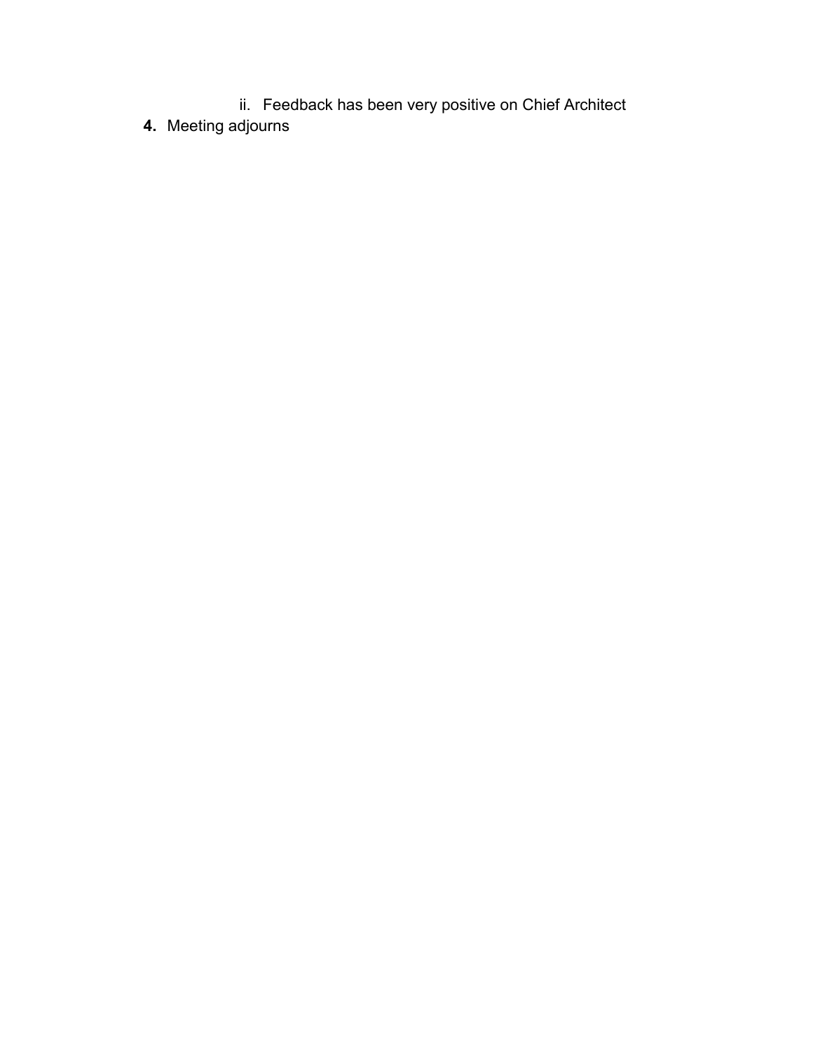ii. Feedback has been very positive on Chief Architect

**4.** Meeting adjourns